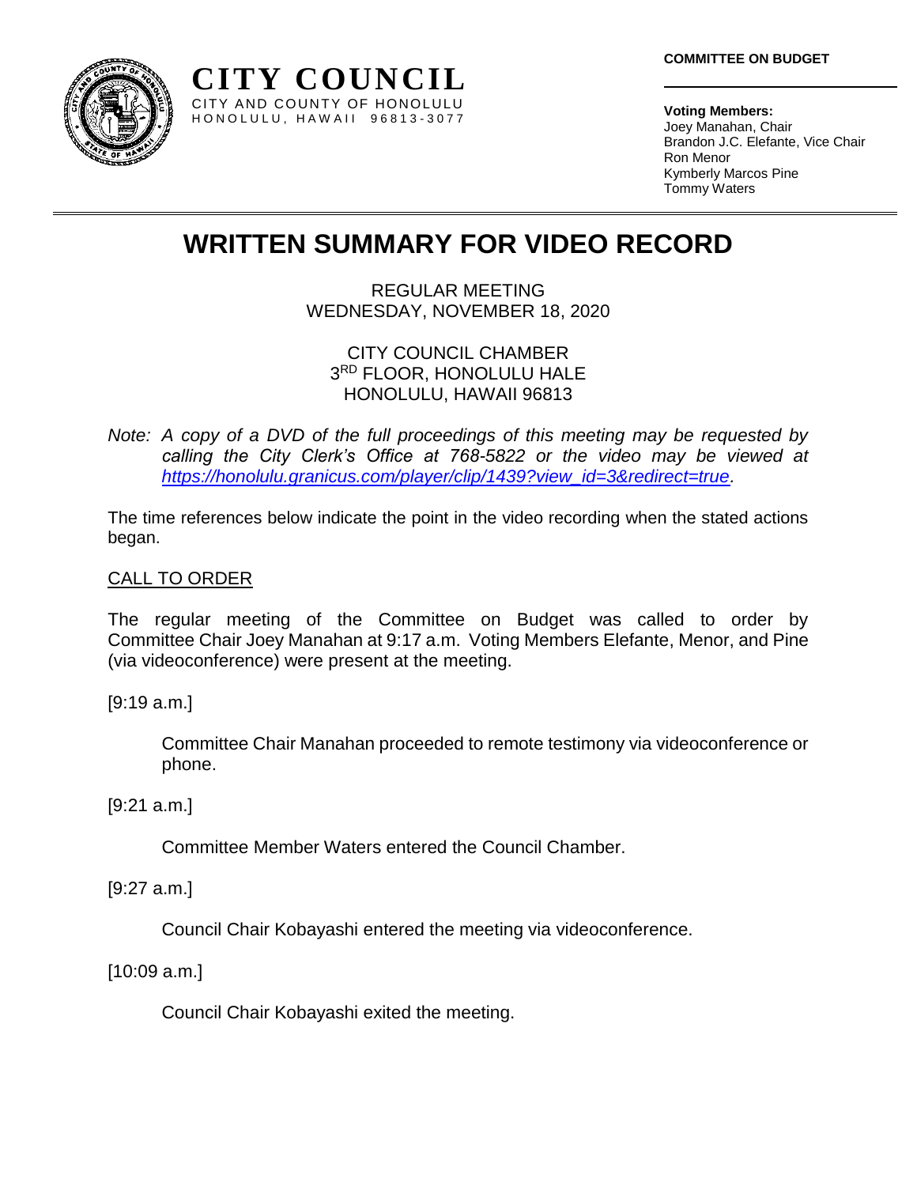**CITY COUNCIL**
CITY AND COUNTY OF HONOLULU
HONOLULU, HAWAII 96813-3077

**COMMITTEE ON BUDGET**

**Voting Members:**
Joey Manahan, Chair
Brandon J.C. Elefante, Vice Chair
Ron Menor
Kymberly Marcos Pine
Tommy Waters

# WRITTEN SUMMARY FOR VIDEO RECORD

REGULAR MEETING
WEDNESDAY, NOVEMBER 18, 2020

CITY COUNCIL CHAMBER
3RD FLOOR, HONOLULU HALE
HONOLULU, HAWAII 96813

*Note: A copy of a DVD of the full proceedings of this meeting may be requested by calling the City Clerk's Office at 768-5822 or the video may be viewed at [https://honolulu.granicus.com/player/clip/1439?view_id=3&redirect=true](https://honolulu.granicus.com/player/clip/1439?view_id=3&redirect=true).*

The time references below indicate the point in the video recording when the stated actions began.

CALL TO ORDER

The regular meeting of the Committee on Budget was called to order by Committee Chair Joey Manahan at 9:17 a.m. Voting Members Elefante, Menor, and Pine (via videoconference) were present at the meeting.

[9:19 a.m.]

Committee Chair Manahan proceeded to remote testimony via videoconference or phone.

[9:21 a.m.]

Committee Member Waters entered the Council Chamber.

[9:27 a.m.]

Council Chair Kobayashi entered the meeting via videoconference.

[10:09 a.m.]

Council Chair Kobayashi exited the meeting.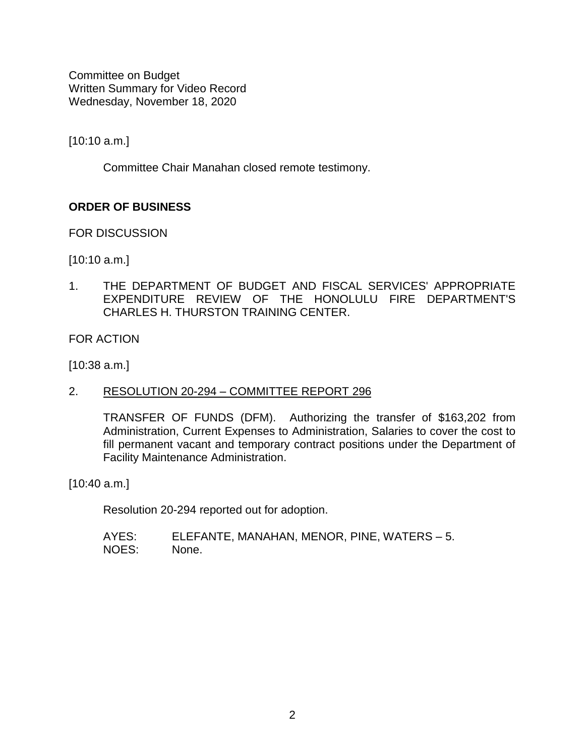Committee on Budget
Written Summary for Video Record
Wednesday, November 18, 2020

[10:10 a.m.]

Committee Chair Manahan closed remote testimony.

**ORDER OF BUSINESS**

FOR DISCUSSION

[10:10 a.m.]

1. THE DEPARTMENT OF BUDGET AND FISCAL SERVICES' APPROPRIATE EXPENDITURE REVIEW OF THE HONOLULU FIRE DEPARTMENT'S CHARLES H. THURSTON TRAINING CENTER.

FOR ACTION

[10:38 a.m.]

2. RESOLUTION 20-294 – COMMITTEE REPORT 296

   TRANSFER OF FUNDS (DFM). Authorizing the transfer of $163,202 from Administration, Current Expenses to Administration, Salaries to cover the cost to fill permanent vacant and temporary contract positions under the Department of Facility Maintenance Administration.

[10:40 a.m.]

Resolution 20-294 reported out for adoption.

AYES: ELEFANTE, MANAHAN, MENOR, PINE, WATERS – 5.
NOES: None.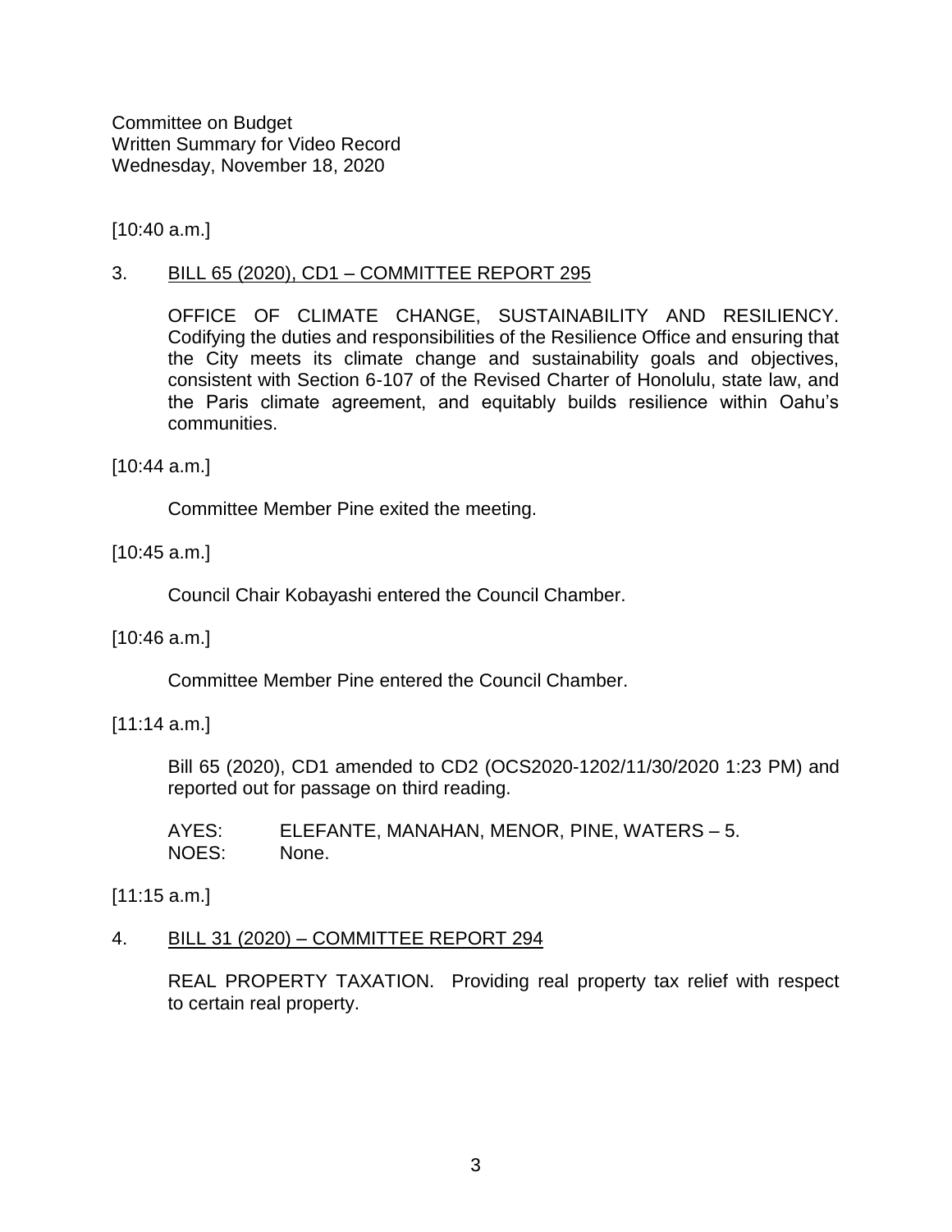Committee on Budget
Written Summary for Video Record
Wednesday, November 18, 2020

[10:40 a.m.]

3. <u>BILL 65 (2020), CD1 – COMMITTEE REPORT 295</u>

   OFFICE OF CLIMATE CHANGE, SUSTAINABILITY AND RESILIENCY. Codifying the duties and responsibilities of the Resilience Office and ensuring that the City meets its climate change and sustainability goals and objectives, consistent with Section 6-107 of the Revised Charter of Honolulu, state law, and the Paris climate agreement, and equitably builds resilience within Oahu's communities.

[10:44 a.m.]

   Committee Member Pine exited the meeting.

[10:45 a.m.]

   Council Chair Kobayashi entered the Council Chamber.

[10:46 a.m.]

   Committee Member Pine entered the Council Chamber.

[11:14 a.m.]

   Bill 65 (2020), CD1 amended to CD2 (OCS2020-1202/11/30/2020 1:23 PM) and reported out for passage on third reading.

   AYES: ELEFANTE, MANAHAN, MENOR, PINE, WATERS – 5.
   NOES: None.

[11:15 a.m.]

4. <u>BILL 31 (2020) – COMMITTEE REPORT 294</u>

   REAL PROPERTY TAXATION. Providing real property tax relief with respect to certain real property.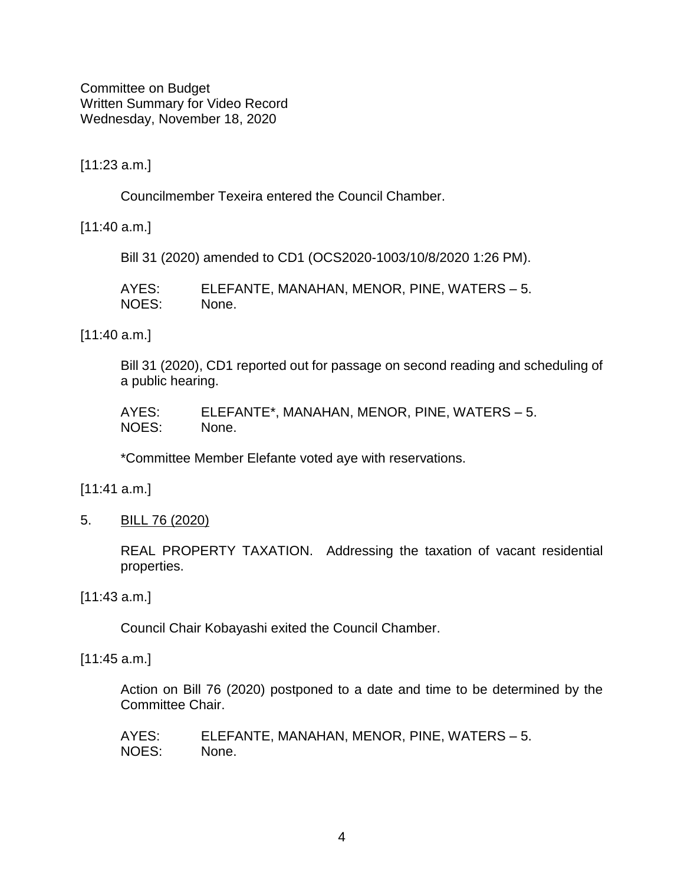Committee on Budget
Written Summary for Video Record
Wednesday, November 18, 2020

[11:23 a.m.]

Councilmember Texeira entered the Council Chamber.

[11:40 a.m.]

Bill 31 (2020) amended to CD1 (OCS2020-1003/10/8/2020 1:26 PM).

AYES: ELEFANTE, MANAHAN, MENOR, PINE, WATERS – 5.
NOES: None.

[11:40 a.m.]

Bill 31 (2020), CD1 reported out for passage on second reading and scheduling of a public hearing.

AYES: ELEFANTE*, MANAHAN, MENOR, PINE, WATERS – 5.
NOES: None.

*Committee Member Elefante voted aye with reservations.

[11:41 a.m.]

5. BILL 76 (2020)

REAL PROPERTY TAXATION. Addressing the taxation of vacant residential properties.

[11:43 a.m.]

Council Chair Kobayashi exited the Council Chamber.

[11:45 a.m.]

Action on Bill 76 (2020) postponed to a date and time to be determined by the Committee Chair.

AYES: ELEFANTE, MANAHAN, MENOR, PINE, WATERS – 5.
NOES: None.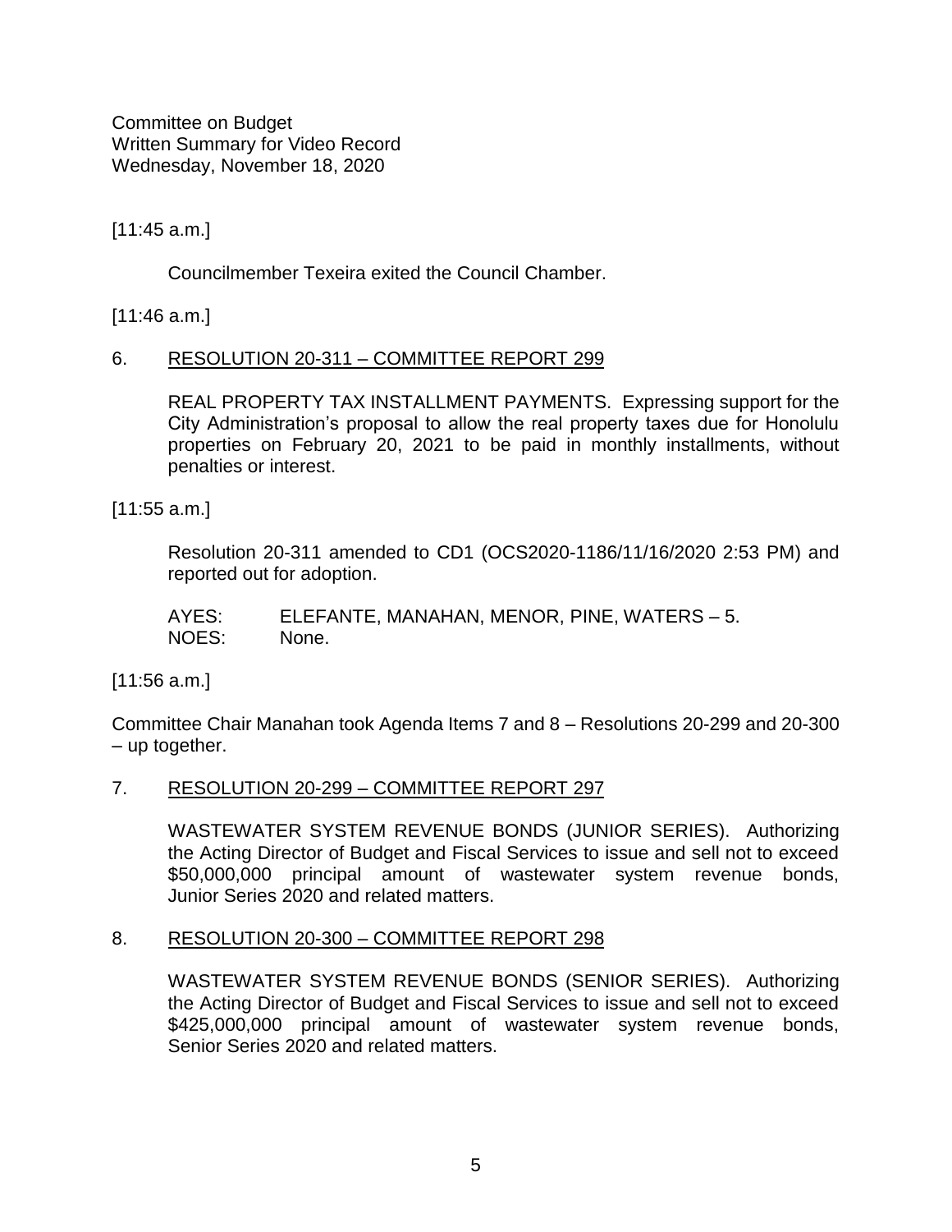Committee on Budget
Written Summary for Video Record
Wednesday, November 18, 2020

[11:45 a.m.]

Councilmember Texeira exited the Council Chamber.

[11:46 a.m.]

6. <u>RESOLUTION 20-311 – COMMITTEE REPORT 299</u>

   REAL PROPERTY TAX INSTALLMENT PAYMENTS. Expressing support for the City Administration's proposal to allow the real property taxes due for Honolulu properties on February 20, 2021 to be paid in monthly installments, without penalties or interest.

[11:55 a.m.]

Resolution 20-311 amended to CD1 (OCS2020-1186/11/16/2020 2:53 PM) and reported out for adoption.

AYES: ELEFANTE, MANAHAN, MENOR, PINE, WATERS – 5.
NOES: None.

[11:56 a.m.]

Committee Chair Manahan took Agenda Items 7 and 8 – Resolutions 20-299 and 20-300 – up together.

7. <u>RESOLUTION 20-299 – COMMITTEE REPORT 297</u>

   WASTEWATER SYSTEM REVENUE BONDS (JUNIOR SERIES). Authorizing the Acting Director of Budget and Fiscal Services to issue and sell not to exceed $50,000,000 principal amount of wastewater system revenue bonds, Junior Series 2020 and related matters.

8. <u>RESOLUTION 20-300 – COMMITTEE REPORT 298</u>

   WASTEWATER SYSTEM REVENUE BONDS (SENIOR SERIES). Authorizing the Acting Director of Budget and Fiscal Services to issue and sell not to exceed $425,000,000 principal amount of wastewater system revenue bonds, Senior Series 2020 and related matters.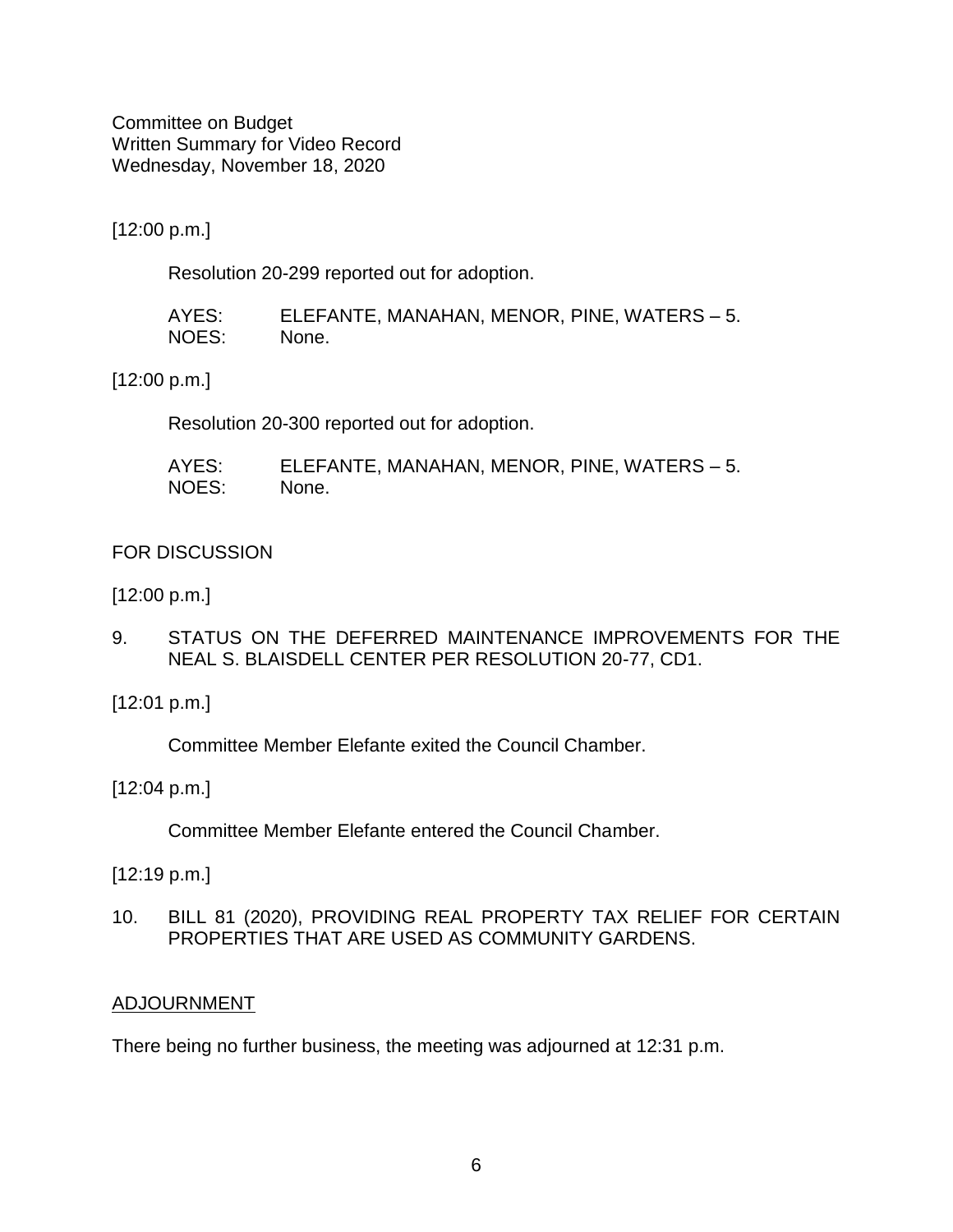Committee on Budget
Written Summary for Video Record
Wednesday, November 18, 2020

[12:00 p.m.]

Resolution 20-299 reported out for adoption.

AYES: ELEFANTE, MANAHAN, MENOR, PINE, WATERS – 5.
NOES: None.

[12:00 p.m.]

Resolution 20-300 reported out for adoption.

AYES: ELEFANTE, MANAHAN, MENOR, PINE, WATERS – 5.
NOES: None.

FOR DISCUSSION

[12:00 p.m.]

9. STATUS ON THE DEFERRED MAINTENANCE IMPROVEMENTS FOR THE NEAL S. BLAISDELL CENTER PER RESOLUTION 20-77, CD1.

[12:01 p.m.]

Committee Member Elefante exited the Council Chamber.

[12:04 p.m.]

Committee Member Elefante entered the Council Chamber.

[12:19 p.m.]

10. BILL 81 (2020), PROVIDING REAL PROPERTY TAX RELIEF FOR CERTAIN PROPERTIES THAT ARE USED AS COMMUNITY GARDENS.

<u>ADJOURNMENT</u>

There being no further business, the meeting was adjourned at 12:31 p.m.